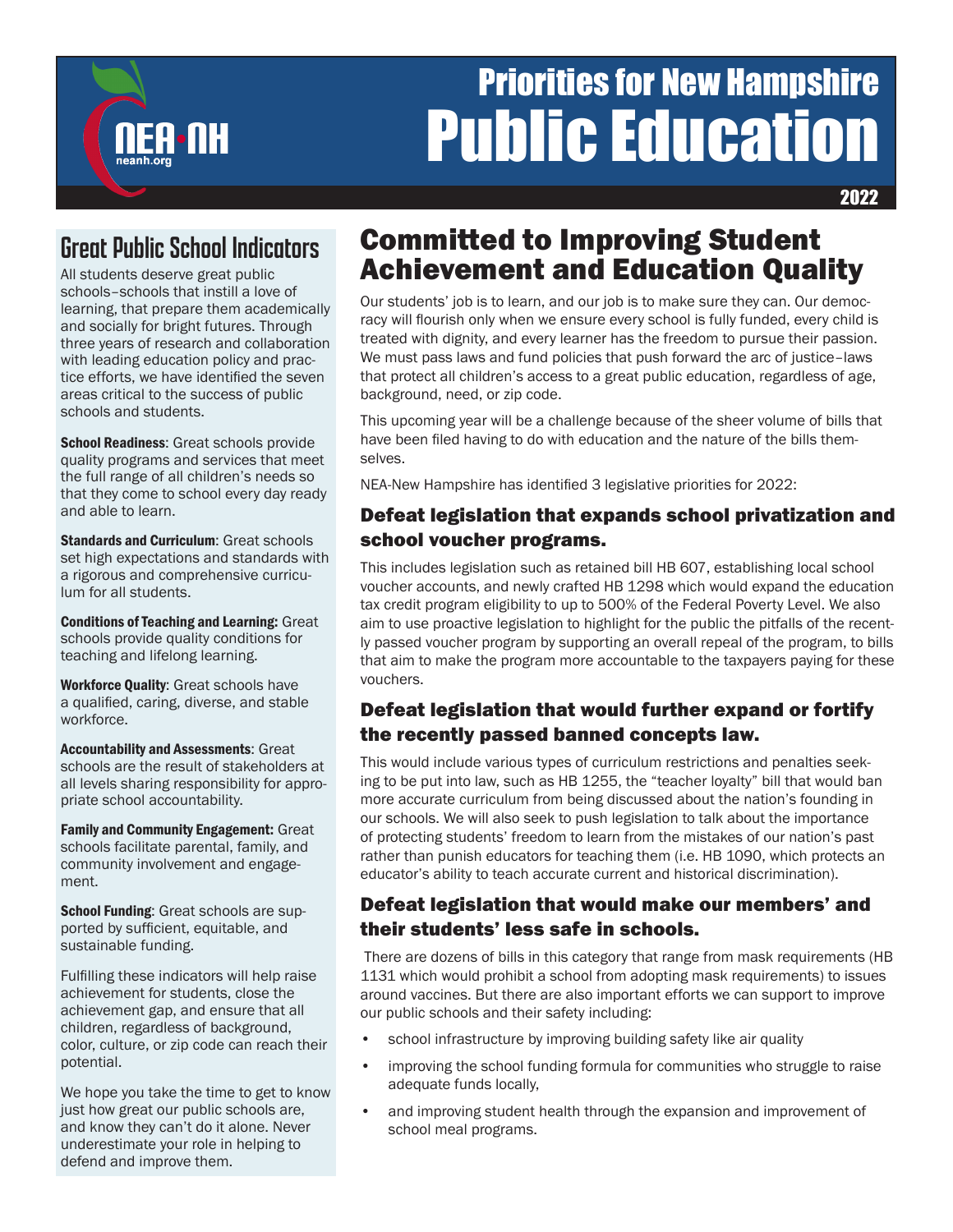NEA•NH
neanh.org

# Priorities for New Hampshire Public Education

2022

## Great Public School Indicators

All students deserve great public schools–schools that instill a love of learning, that prepare them academically and socially for bright futures. Through three years of research and collaboration with leading education policy and practice efforts, we have identified the seven areas critical to the success of public schools and students.

**School Readiness**: Great schools provide quality programs and services that meet the full range of all children's needs so that they come to school every day ready and able to learn.

**Standards and Curriculum**: Great schools set high expectations and standards with a rigorous and comprehensive curriculum for all students.

**Conditions of Teaching and Learning:** Great schools provide quality conditions for teaching and lifelong learning.

**Workforce Quality**: Great schools have a qualified, caring, diverse, and stable workforce.

**Accountability and Assessments**: Great schools are the result of stakeholders at all levels sharing responsibility for appropriate school accountability.

**Family and Community Engagement:** Great schools facilitate parental, family, and community involvement and engagement.

**School Funding**: Great schools are supported by sufficient, equitable, and sustainable funding.

Fulfilling these indicators will help raise achievement for students, close the achievement gap, and ensure that all children, regardless of background, color, culture, or zip code can reach their potential.

We hope you take the time to get to know just how great our public schools are, and know they can't do it alone. Never underestimate your role in helping to defend and improve them.

## Committed to Improving Student Achievement and Education Quality

Our students' job is to learn, and our job is to make sure they can. Our democracy will flourish only when we ensure every school is fully funded, every child is treated with dignity, and every learner has the freedom to pursue their passion. We must pass laws and fund policies that push forward the arc of justice–laws that protect all children's access to a great public education, regardless of age, background, need, or zip code.

This upcoming year will be a challenge because of the sheer volume of bills that have been filed having to do with education and the nature of the bills themselves.

NEA-New Hampshire has identified 3 legislative priorities for 2022:

### Defeat legislation that expands school privatization and school voucher programs.

This includes legislation such as retained bill HB 607, establishing local school voucher accounts, and newly crafted HB 1298 which would expand the education tax credit program eligibility to up to 500% of the Federal Poverty Level. We also aim to use proactive legislation to highlight for the public the pitfalls of the recently passed voucher program by supporting an overall repeal of the program, to bills that aim to make the program more accountable to the taxpayers paying for these vouchers.

### Defeat legislation that would further expand or fortify the recently passed banned concepts law.

This would include various types of curriculum restrictions and penalties seeking to be put into law, such as HB 1255, the "teacher loyalty" bill that would ban more accurate curriculum from being discussed about the nation's founding in our schools. We will also seek to push legislation to talk about the importance of protecting students' freedom to learn from the mistakes of our nation's past rather than punish educators for teaching them (i.e. HB 1090, which protects an educator's ability to teach accurate current and historical discrimination).

### Defeat legislation that would make our members' and their students' less safe in schools.

There are dozens of bills in this category that range from mask requirements (HB 1131 which would prohibit a school from adopting mask requirements) to issues around vaccines. But there are also important efforts we can support to improve our public schools and their safety including:

- school infrastructure by improving building safety like air quality
- improving the school funding formula for communities who struggle to raise adequate funds locally,
- and improving student health through the expansion and improvement of school meal programs.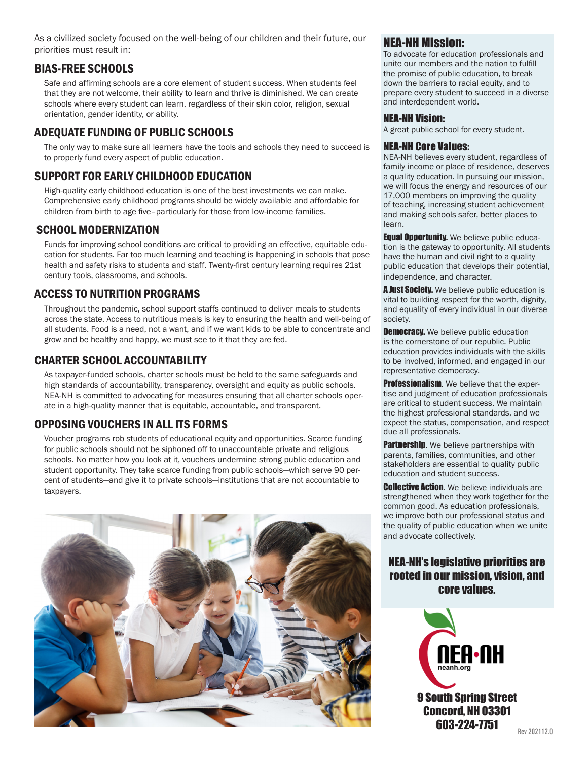As a civilized society focused on the well-being of our children and their future, our priorities must result in:

## BIAS-FREE SCHOOLS

Safe and affirming schools are a core element of student success. When students feel that they are not welcome, their ability to learn and thrive is diminished. We can create schools where every student can learn, regardless of their skin color, religion, sexual orientation, gender identity, or ability.

## ADEQUATE FUNDING OF PUBLIC SCHOOLS

The only way to make sure all learners have the tools and schools they need to succeed is to properly fund every aspect of public education.

## SUPPORT FOR EARLY CHILDHOOD EDUCATION

High-quality early childhood education is one of the best investments we can make. Comprehensive early childhood programs should be widely available and affordable for children from birth to age five–particularly for those from low-income families.

## SCHOOL MODERNIZATION

Funds for improving school conditions are critical to providing an effective, equitable education for students. Far too much learning and teaching is happening in schools that pose health and safety risks to students and staff. Twenty-first century learning requires 21st century tools, classrooms, and schools.

## ACCESS TO NUTRITION PROGRAMS

Throughout the pandemic, school support staffs continued to deliver meals to students across the state. Access to nutritious meals is key to ensuring the health and well-being of all students. Food is a need, not a want, and if we want kids to be able to concentrate and grow and be healthy and happy, we must see to it that they are fed.

## CHARTER SCHOOL ACCOUNTABILITY

As taxpayer-funded schools, charter schools must be held to the same safeguards and high standards of accountability, transparency, oversight and equity as public schools. NEA-NH is committed to advocating for measures ensuring that all charter schools operate in a high-quality manner that is equitable, accountable, and transparent.

## OPPOSING VOUCHERS IN ALL ITS FORMS

Voucher programs rob students of educational equity and opportunities. Scarce funding for public schools should not be siphoned off to unaccountable private and religious schools. No matter how you look at it, vouchers undermine strong public education and student opportunity. They take scarce funding from public schools—which serve 90 percent of students—and give it to private schools—institutions that are not accountable to taxpayers.

## NEA-NH Mission:

To advocate for education professionals and unite our members and the nation to fulfill the promise of public education, to break down the barriers to racial equity, and to prepare every student to succeed in a diverse and interdependent world.

### NEA-NH Vision:

A great public school for every student.

### NEA-NH Core Values:

NEA-NH believes every student, regardless of family income or place of residence, deserves a quality education. In pursuing our mission, we will focus the energy and resources of our 17,000 members on improving the quality of teaching, increasing student achievement and making schools safer, better places to learn.

**Equal Opportunity.** We believe public education is the gateway to opportunity. All students have the human and civil right to a quality public education that develops their potential, independence, and character.

**A Just Society.** We believe public education is vital to building respect for the worth, dignity, and equality of every individual in our diverse society.

**Democracy.** We believe public education is the cornerstone of our republic. Public education provides individuals with the skills to be involved, informed, and engaged in our representative democracy.

**Professionalism**. We believe that the expertise and judgment of education professionals are critical to student success. We maintain the highest professional standards, and we expect the status, compensation, and respect due all professionals.

**Partnership**. We believe partnerships with parents, families, communities, and other stakeholders are essential to quality public education and student success.

**Collective Action**. We believe individuals are strengthened when they work together for the common good. As education professionals, we improve both our professional status and the quality of public education when we unite and advocate collectively.

**NEA-NH's legislative priorities are rooted in our mission, vision, and core values.**

NEA·NH
neanh.org

**9 South Spring Street**
**Concord, NH 03301**
**603-224-7751**

Rev 202112.0